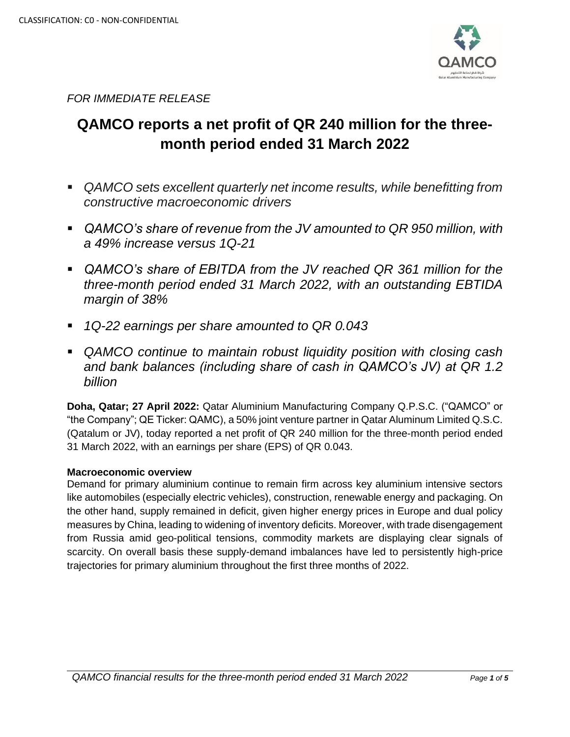CLASSIFICATION: C0 - NON-CONFIDENTIAL

*FOR IMMEDIATE RELEASE*

# QAMCO reports a net profit of QR 240 million for the three-month period ended 31 March 2022

- *QAMCO sets excellent quarterly net income results, while benefitting from constructive macroeconomic drivers*
- *QAMCO's share of revenue from the JV amounted to QR 950 million, with a 49% increase versus 1Q-21*
- *QAMCO's share of EBITDA from the JV reached QR 361 million for the three-month period ended 31 March 2022, with an outstanding EBTIDA margin of 38%*
- *1Q-22 earnings per share amounted to QR 0.043*
- *QAMCO continue to maintain robust liquidity position with closing cash and bank balances (including share of cash in QAMCO's JV) at QR 1.2 billion*

**Doha, Qatar; 27 April 2022:** Qatar Aluminium Manufacturing Company Q.P.S.C. ("QAMCO" or "the Company"; QE Ticker: QAMC), a 50% joint venture partner in Qatar Aluminum Limited Q.S.C. (Qatalum or JV), today reported a net profit of QR 240 million for the three-month period ended 31 March 2022, with an earnings per share (EPS) of QR 0.043.

**Macroeconomic overview**

Demand for primary aluminium continue to remain firm across key aluminium intensive sectors like automobiles (especially electric vehicles), construction, renewable energy and packaging. On the other hand, supply remained in deficit, given higher energy prices in Europe and dual policy measures by China, leading to widening of inventory deficits. Moreover, with trade disengagement from Russia amid geo-political tensions, commodity markets are displaying clear signals of scarcity. On overall basis these supply-demand imbalances have led to persistently high-price trajectories for primary aluminium throughout the first three months of 2022.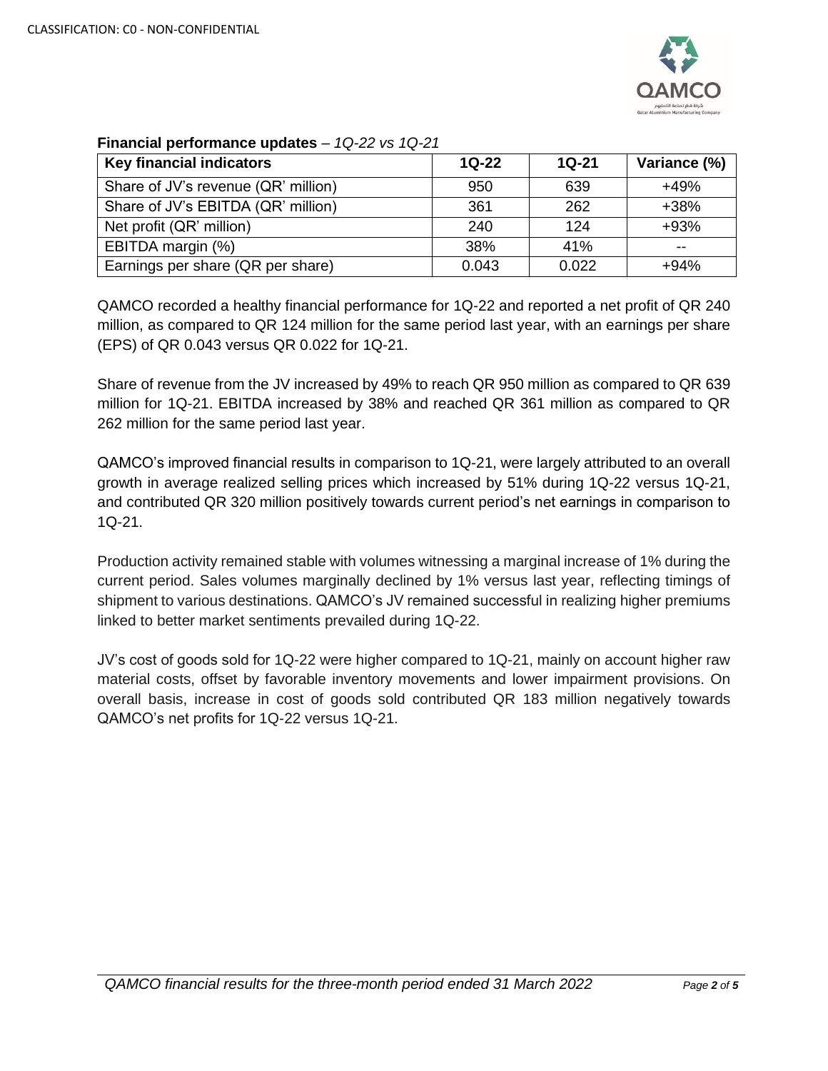**Financial performance updates** – *1Q-22 vs 1Q-21*

| Key financial indicators | 1Q-22 | 1Q-21 | Variance (%) |
| --- | --- | --- | --- |
| Share of JV's revenue (QR' million) | 950 | 639 | +49% |
| Share of JV's EBITDA (QR' million) | 361 | 262 | +38% |
| Net profit (QR' million) | 240 | 124 | +93% |
| EBITDA margin (%) | 38% | 41% | -- |
| Earnings per share (QR per share) | 0.043 | 0.022 | +94% |

QAMCO recorded a healthy financial performance for 1Q-22 and reported a net profit of QR 240 million, as compared to QR 124 million for the same period last year, with an earnings per share (EPS) of QR 0.043 versus QR 0.022 for 1Q-21.

Share of revenue from the JV increased by 49% to reach QR 950 million as compared to QR 639 million for 1Q-21. EBITDA increased by 38% and reached QR 361 million as compared to QR 262 million for the same period last year.

QAMCO's improved financial results in comparison to 1Q-21, were largely attributed to an overall growth in average realized selling prices which increased by 51% during 1Q-22 versus 1Q-21, and contributed QR 320 million positively towards current period's net earnings in comparison to 1Q-21.

Production activity remained stable with volumes witnessing a marginal increase of 1% during the current period. Sales volumes marginally declined by 1% versus last year, reflecting timings of shipment to various destinations. QAMCO's JV remained successful in realizing higher premiums linked to better market sentiments prevailed during 1Q-22.

JV's cost of goods sold for 1Q-22 were higher compared to 1Q-21, mainly on account higher raw material costs, offset by favorable inventory movements and lower impairment provisions. On overall basis, increase in cost of goods sold contributed QR 183 million negatively towards QAMCO's net profits for 1Q-22 versus 1Q-21.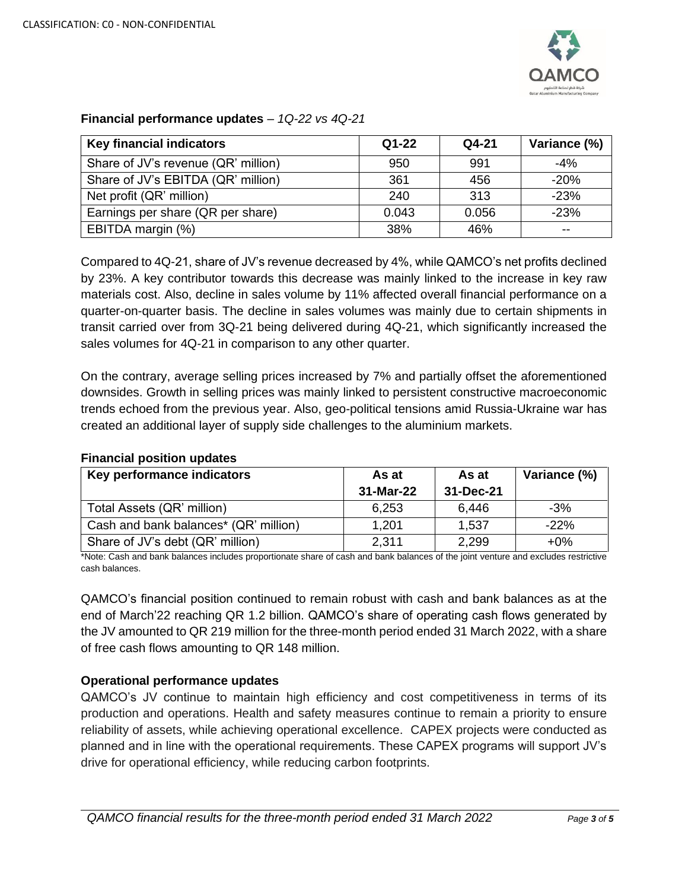**Financial performance updates** – *1Q-22 vs 4Q-21*

| Key financial indicators | Q1-22 | Q4-21 | Variance (%) |
|---|---|---|---|
| Share of JV's revenue (QR' million) | 950 | 991 | -4% |
| Share of JV's EBITDA (QR' million) | 361 | 456 | -20% |
| Net profit (QR' million) | 240 | 313 | -23% |
| Earnings per share (QR per share) | 0.043 | 0.056 | -23% |
| EBITDA margin (%) | 38% | 46% | -- |

Compared to 4Q-21, share of JV's revenue decreased by 4%, while QAMCO's net profits declined by 23%. A key contributor towards this decrease was mainly linked to the increase in key raw materials cost. Also, decline in sales volume by 11% affected overall financial performance on a quarter-on-quarter basis. The decline in sales volumes was mainly due to certain shipments in transit carried over from 3Q-21 being delivered during 4Q-21, which significantly increased the sales volumes for 4Q-21 in comparison to any other quarter.

On the contrary, average selling prices increased by 7% and partially offset the aforementioned downsides. Growth in selling prices was mainly linked to persistent constructive macroeconomic trends echoed from the previous year. Also, geo-political tensions amid Russia-Ukraine war has created an additional layer of supply side challenges to the aluminium markets.

**Financial position updates**

| Key performance indicators | As at 31-Mar-22 | As at 31-Dec-21 | Variance (%) |
|---|---|---|---|
| Total Assets (QR' million) | 6,253 | 6,446 | -3% |
| Cash and bank balances* (QR' million) | 1,201 | 1,537 | -22% |
| Share of JV's debt (QR' million) | 2,311 | 2,299 | +0% |

*Note: Cash and bank balances includes proportionate share of cash and bank balances of the joint venture and excludes restrictive cash balances.

QAMCO's financial position continued to remain robust with cash and bank balances as at the end of March'22 reaching QR 1.2 billion. QAMCO's share of operating cash flows generated by the JV amounted to QR 219 million for the three-month period ended 31 March 2022, with a share of free cash flows amounting to QR 148 million.

**Operational performance updates**

QAMCO's JV continue to maintain high efficiency and cost competitiveness in terms of its production and operations. Health and safety measures continue to remain a priority to ensure reliability of assets, while achieving operational excellence. CAPEX projects were conducted as planned and in line with the operational requirements. These CAPEX programs will support JV's drive for operational efficiency, while reducing carbon footprints.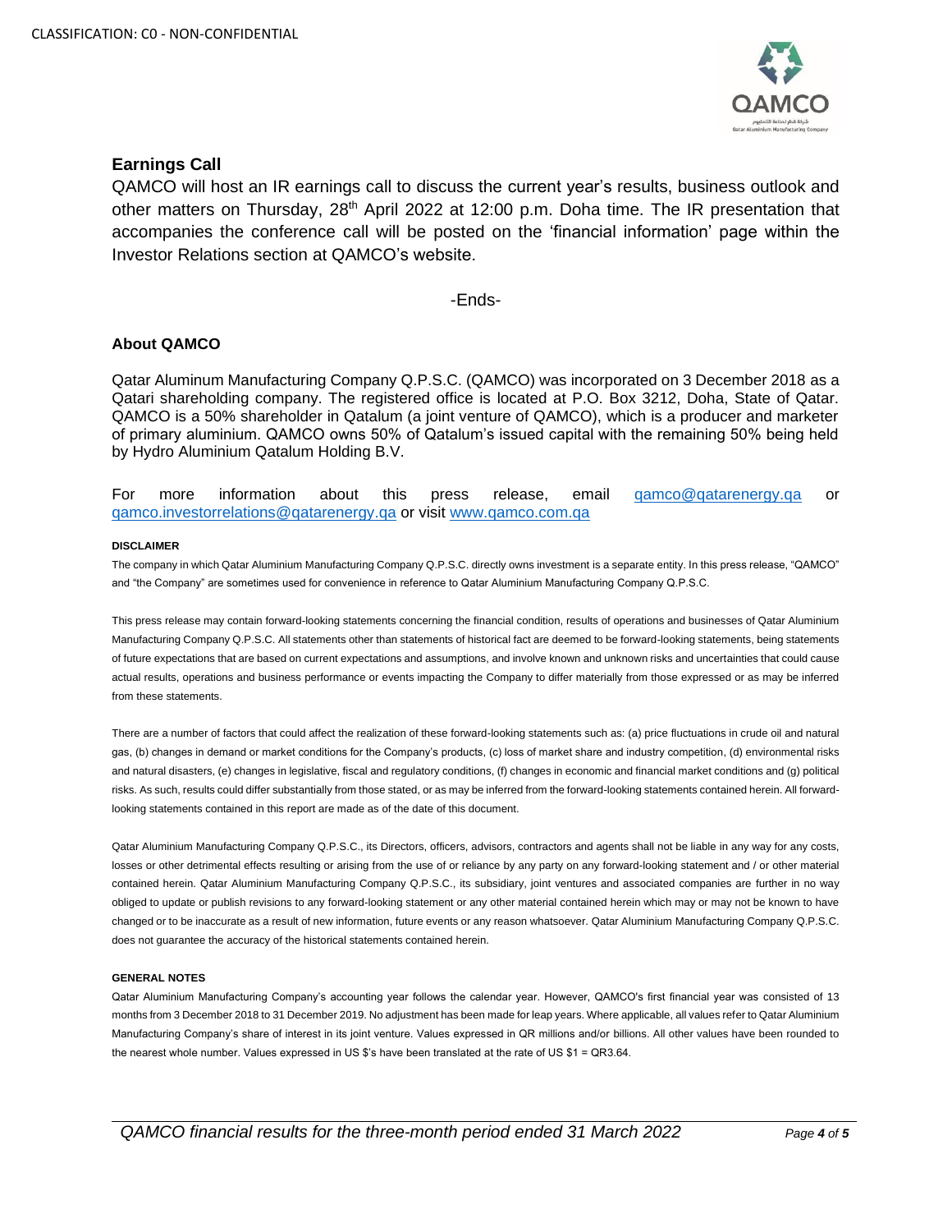## Earnings Call

QAMCO will host an IR earnings call to discuss the current year's results, business outlook and other matters on Thursday, 28th April 2022 at 12:00 p.m. Doha time. The IR presentation that accompanies the conference call will be posted on the 'financial information' page within the Investor Relations section at QAMCO's website.

-Ends-

## About QAMCO

Qatar Aluminum Manufacturing Company Q.P.S.C. (QAMCO) was incorporated on 3 December 2018 as a Qatari shareholding company. The registered office is located at P.O. Box 3212, Doha, State of Qatar. QAMCO is a 50% shareholder in Qatalum (a joint venture of QAMCO), which is a producer and marketer of primary aluminium. QAMCO owns 50% of Qatalum's issued capital with the remaining 50% being held by Hydro Aluminium Qatalum Holding B.V.

For more information about this press release, email qamco@qatarenergy.qa or qamco.investorrelations@qatarenergy.qa or visit www.qamco.com.qa

#### DISCLAIMER

The company in which Qatar Aluminium Manufacturing Company Q.P.S.C. directly owns investment is a separate entity. In this press release, "QAMCO" and "the Company" are sometimes used for convenience in reference to Qatar Aluminium Manufacturing Company Q.P.S.C.

This press release may contain forward-looking statements concerning the financial condition, results of operations and businesses of Qatar Aluminium Manufacturing Company Q.P.S.C. All statements other than statements of historical fact are deemed to be forward-looking statements, being statements of future expectations that are based on current expectations and assumptions, and involve known and unknown risks and uncertainties that could cause actual results, operations and business performance or events impacting the Company to differ materially from those expressed or as may be inferred from these statements.

There are a number of factors that could affect the realization of these forward-looking statements such as: (a) price fluctuations in crude oil and natural gas, (b) changes in demand or market conditions for the Company's products, (c) loss of market share and industry competition, (d) environmental risks and natural disasters, (e) changes in legislative, fiscal and regulatory conditions, (f) changes in economic and financial market conditions and (g) political risks. As such, results could differ substantially from those stated, or as may be inferred from the forward-looking statements contained herein. All forward-looking statements contained in this report are made as of the date of this document.

Qatar Aluminium Manufacturing Company Q.P.S.C., its Directors, officers, advisors, contractors and agents shall not be liable in any way for any costs, losses or other detrimental effects resulting or arising from the use of or reliance by any party on any forward-looking statement and / or other material contained herein. Qatar Aluminium Manufacturing Company Q.P.S.C., its subsidiary, joint ventures and associated companies are further in no way obliged to update or publish revisions to any forward-looking statement or any other material contained herein which may or may not be known to have changed or to be inaccurate as a result of new information, future events or any reason whatsoever. Qatar Aluminium Manufacturing Company Q.P.S.C. does not guarantee the accuracy of the historical statements contained herein.

#### GENERAL NOTES

Qatar Aluminium Manufacturing Company's accounting year follows the calendar year. However, QAMCO's first financial year was consisted of 13 months from 3 December 2018 to 31 December 2019. No adjustment has been made for leap years. Where applicable, all values refer to Qatar Aluminium Manufacturing Company's share of interest in its joint venture. Values expressed in QR millions and/or billions. All other values have been rounded to the nearest whole number. Values expressed in US $'s have been translated at the rate of US $1 = QR3.64.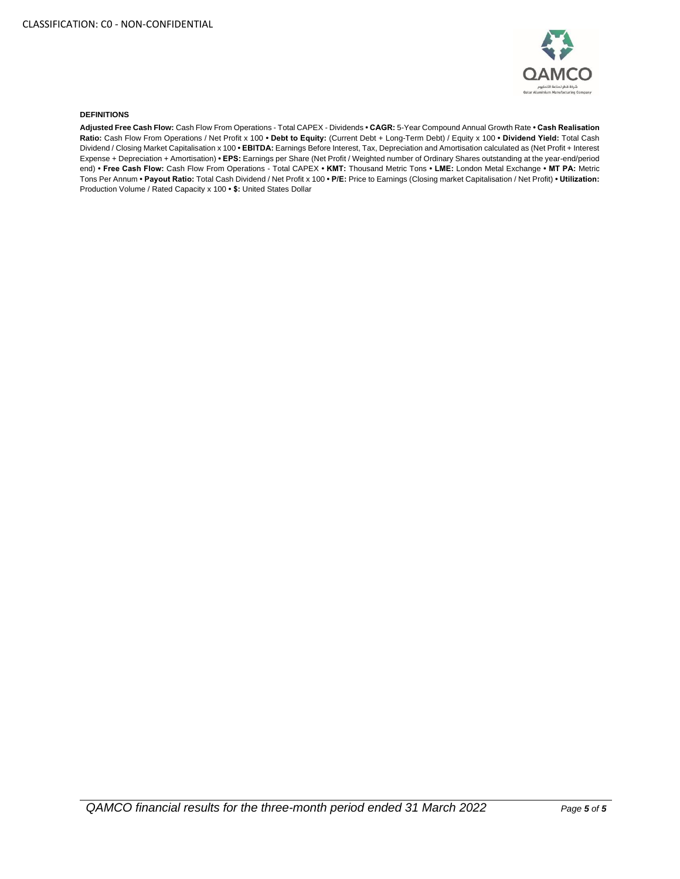**DEFINITIONS**

**Adjusted Free Cash Flow:** Cash Flow From Operations - Total CAPEX - Dividends **• CAGR:** 5-Year Compound Annual Growth Rate **• Cash Realisation Ratio:** Cash Flow From Operations / Net Profit x 100 **• Debt to Equity:** (Current Debt + Long-Term Debt) / Equity x 100 **• Dividend Yield:** Total Cash Dividend / Closing Market Capitalisation x 100 **• EBITDA:** Earnings Before Interest, Tax, Depreciation and Amortisation calculated as (Net Profit + Interest Expense + Depreciation + Amortisation) **• EPS:** Earnings per Share (Net Profit / Weighted number of Ordinary Shares outstanding at the year-end/period end) **• Free Cash Flow:** Cash Flow From Operations - Total CAPEX **• KMT:** Thousand Metric Tons **• LME:** London Metal Exchange **• MT PA:** Metric Tons Per Annum **• Payout Ratio:** Total Cash Dividend / Net Profit x 100 **• P/E:** Price to Earnings (Closing market Capitalisation / Net Profit) **• Utilization:** Production Volume / Rated Capacity x 100 **• $:** United States Dollar